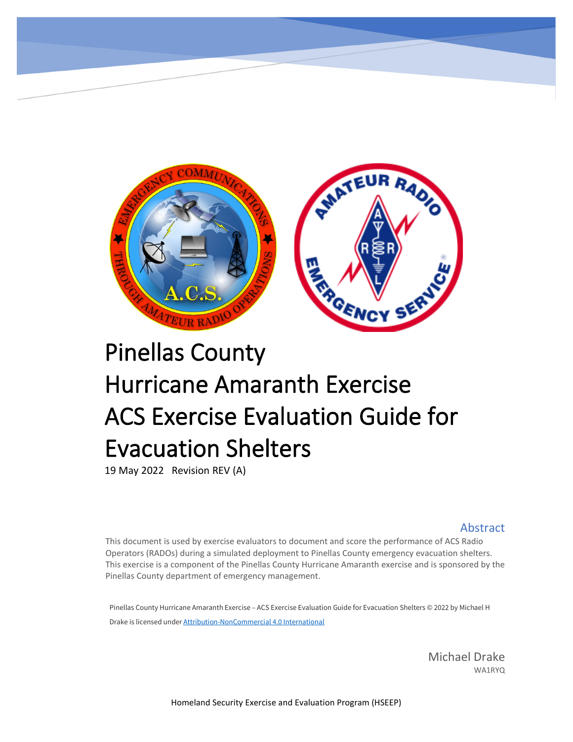# Pinellas County
# Hurricane Amaranth Exercise
# ACS Exercise Evaluation Guide for Evacuation Shelters

19 May 2022 Revision REV (A)

## Abstract

This document is used by exercise evaluators to document and score the performance of ACS Radio Operators (RADOs) during a simulated deployment to Pinellas County emergency evacuation shelters. This exercise is a component of the Pinellas County Hurricane Amaranth exercise and is sponsored by the Pinellas County department of emergency management.

Pinellas County Hurricane Amaranth Exercise – ACS Exercise Evaluation Guide for Evacuation Shelters © 2022 by Michael H Drake is licensed under Attribution-NonCommercial 4.0 International

Michael Drake
WA1RYQ

Homeland Security Exercise and Evaluation Program (HSEEP)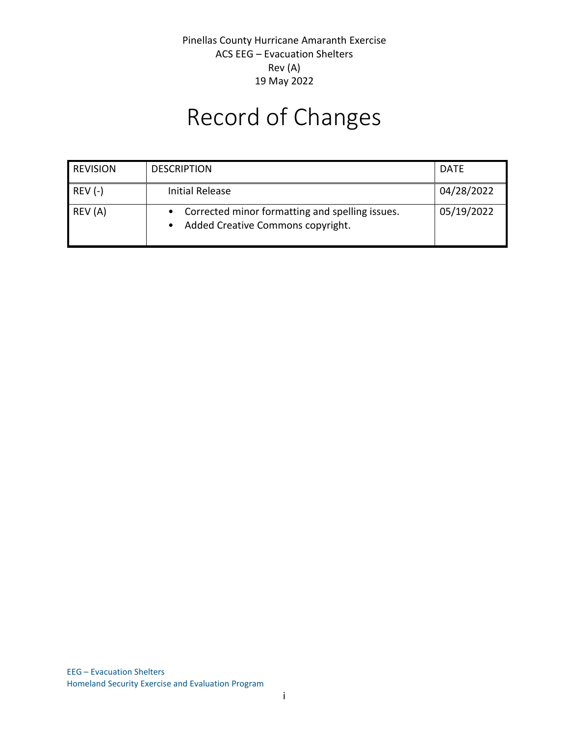Pinellas County Hurricane Amaranth Exercise
ACS EEG – Evacuation Shelters
Rev (A)
19 May 2022

# Record of Changes

| REVISION | DESCRIPTION | DATE |
|---|---|---|
| REV (-) | Initial Release | 04/28/2022 |
| REV (A) | • Corrected minor formatting and spelling issues.<br>• Added Creative Commons copyright. | 05/19/2022 |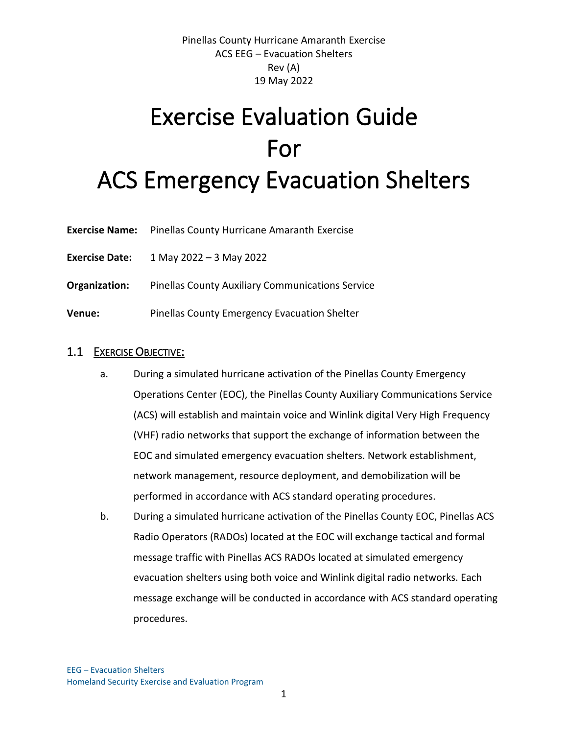Pinellas County Hurricane Amaranth Exercise
ACS EEG – Evacuation Shelters
Rev (A)
19 May 2022

# Exercise Evaluation Guide For ACS Emergency Evacuation Shelters

**Exercise Name:** Pinellas County Hurricane Amaranth Exercise

**Exercise Date:** 1 May 2022 – 3 May 2022

**Organization:** Pinellas County Auxiliary Communications Service

**Venue:** Pinellas County Emergency Evacuation Shelter

## 1.1 EXERCISE OBJECTIVE:

a. During a simulated hurricane activation of the Pinellas County Emergency Operations Center (EOC), the Pinellas County Auxiliary Communications Service (ACS) will establish and maintain voice and Winlink digital Very High Frequency (VHF) radio networks that support the exchange of information between the EOC and simulated emergency evacuation shelters. Network establishment, network management, resource deployment, and demobilization will be performed in accordance with ACS standard operating procedures.

b. During a simulated hurricane activation of the Pinellas County EOC, Pinellas ACS Radio Operators (RADOs) located at the EOC will exchange tactical and formal message traffic with Pinellas ACS RADOs located at simulated emergency evacuation shelters using both voice and Winlink digital radio networks. Each message exchange will be conducted in accordance with ACS standard operating procedures.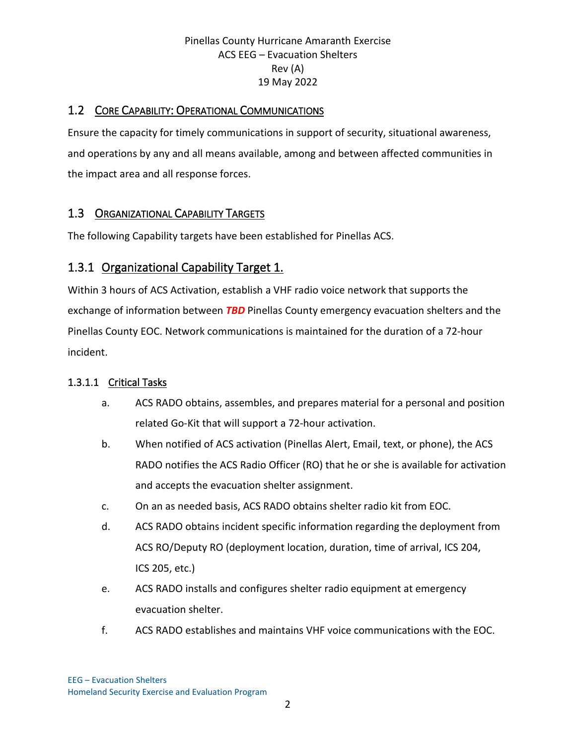## 1.2 Core Capability: Operational Communications

Ensure the capacity for timely communications in support of security, situational awareness, and operations by any and all means available, among and between affected communities in the impact area and all response forces.

## 1.3 Organizational Capability Targets

The following Capability targets have been established for Pinellas ACS.

### 1.3.1 Organizational Capability Target 1.

Within 3 hours of ACS Activation, establish a VHF radio voice network that supports the exchange of information between ***TBD*** Pinellas County emergency evacuation shelters and the Pinellas County EOC. Network communications is maintained for the duration of a 72-hour incident.

#### 1.3.1.1 Critical Tasks

a. ACS RADO obtains, assembles, and prepares material for a personal and position related Go-Kit that will support a 72-hour activation.

b. When notified of ACS activation (Pinellas Alert, Email, text, or phone), the ACS RADO notifies the ACS Radio Officer (RO) that he or she is available for activation and accepts the evacuation shelter assignment.

c. On an as needed basis, ACS RADO obtains shelter radio kit from EOC.

d. ACS RADO obtains incident specific information regarding the deployment from ACS RO/Deputy RO (deployment location, duration, time of arrival, ICS 204, ICS 205, etc.)

e. ACS RADO installs and configures shelter radio equipment at emergency evacuation shelter.

f. ACS RADO establishes and maintains VHF voice communications with the EOC.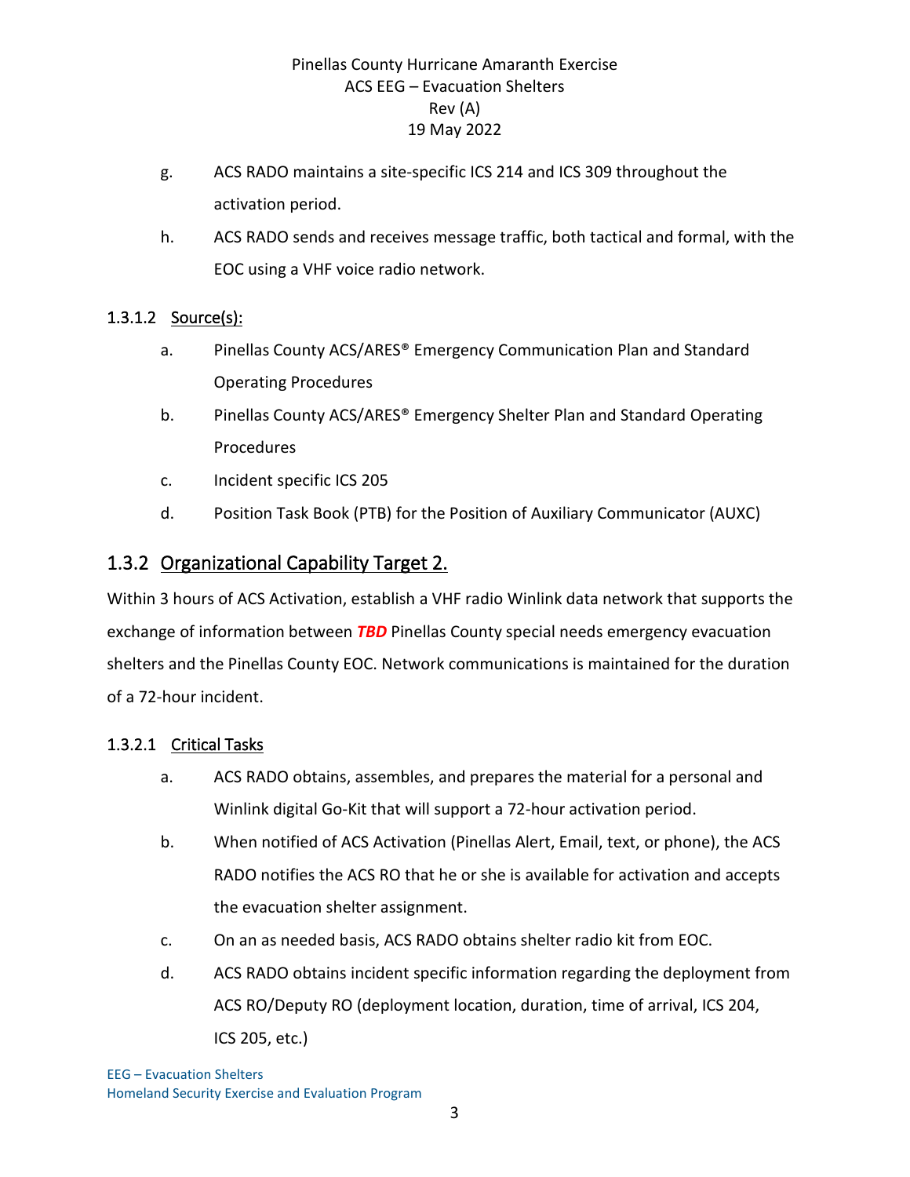g. ACS RADO maintains a site-specific ICS 214 and ICS 309 throughout the activation period.

h. ACS RADO sends and receives message traffic, both tactical and formal, with the EOC using a VHF voice radio network.

#### 1.3.1.2 Source(s):

a. Pinellas County ACS/ARES® Emergency Communication Plan and Standard Operating Procedures

b. Pinellas County ACS/ARES® Emergency Shelter Plan and Standard Operating Procedures

c. Incident specific ICS 205

d. Position Task Book (PTB) for the Position of Auxiliary Communicator (AUXC)

### 1.3.2 Organizational Capability Target 2.

Within 3 hours of ACS Activation, establish a VHF radio Winlink data network that supports the exchange of information between ***TBD*** Pinellas County special needs emergency evacuation shelters and the Pinellas County EOC. Network communications is maintained for the duration of a 72-hour incident.

#### 1.3.2.1 Critical Tasks

a. ACS RADO obtains, assembles, and prepares the material for a personal and Winlink digital Go-Kit that will support a 72-hour activation period.

b. When notified of ACS Activation (Pinellas Alert, Email, text, or phone), the ACS RADO notifies the ACS RO that he or she is available for activation and accepts the evacuation shelter assignment.

c. On an as needed basis, ACS RADO obtains shelter radio kit from EOC.

d. ACS RADO obtains incident specific information regarding the deployment from ACS RO/Deputy RO (deployment location, duration, time of arrival, ICS 204, ICS 205, etc.)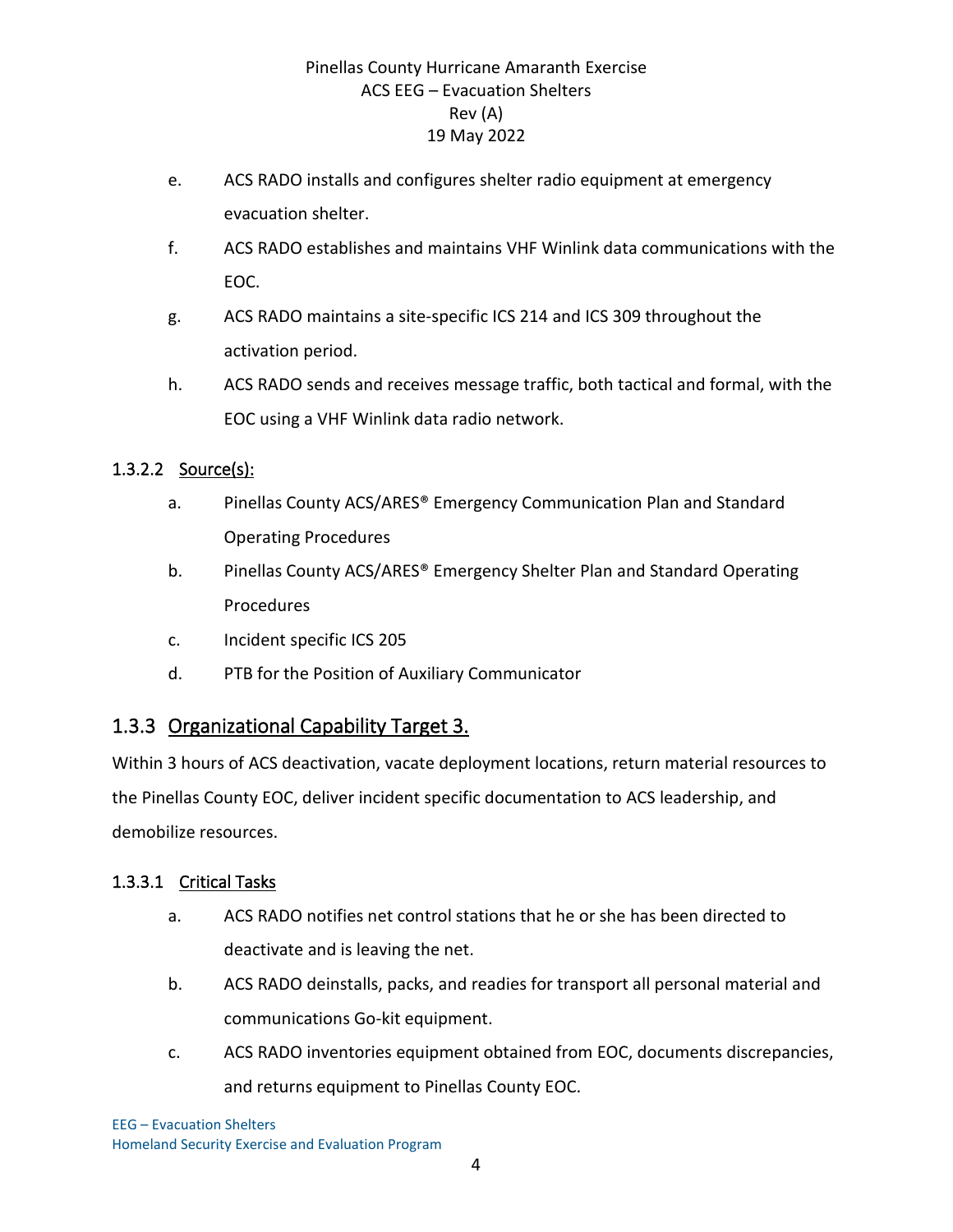e. ACS RADO installs and configures shelter radio equipment at emergency evacuation shelter.

f. ACS RADO establishes and maintains VHF Winlink data communications with the EOC.

g. ACS RADO maintains a site-specific ICS 214 and ICS 309 throughout the activation period.

h. ACS RADO sends and receives message traffic, both tactical and formal, with the EOC using a VHF Winlink data radio network.

#### 1.3.2.2 Source(s):

a. Pinellas County ACS/ARES® Emergency Communication Plan and Standard Operating Procedures

b. Pinellas County ACS/ARES® Emergency Shelter Plan and Standard Operating Procedures

c. Incident specific ICS 205

d. PTB for the Position of Auxiliary Communicator

### 1.3.3 Organizational Capability Target 3.

Within 3 hours of ACS deactivation, vacate deployment locations, return material resources to the Pinellas County EOC, deliver incident specific documentation to ACS leadership, and demobilize resources.

#### 1.3.3.1 Critical Tasks

a. ACS RADO notifies net control stations that he or she has been directed to deactivate and is leaving the net.

b. ACS RADO deinstalls, packs, and readies for transport all personal material and communications Go-kit equipment.

c. ACS RADO inventories equipment obtained from EOC, documents discrepancies, and returns equipment to Pinellas County EOC.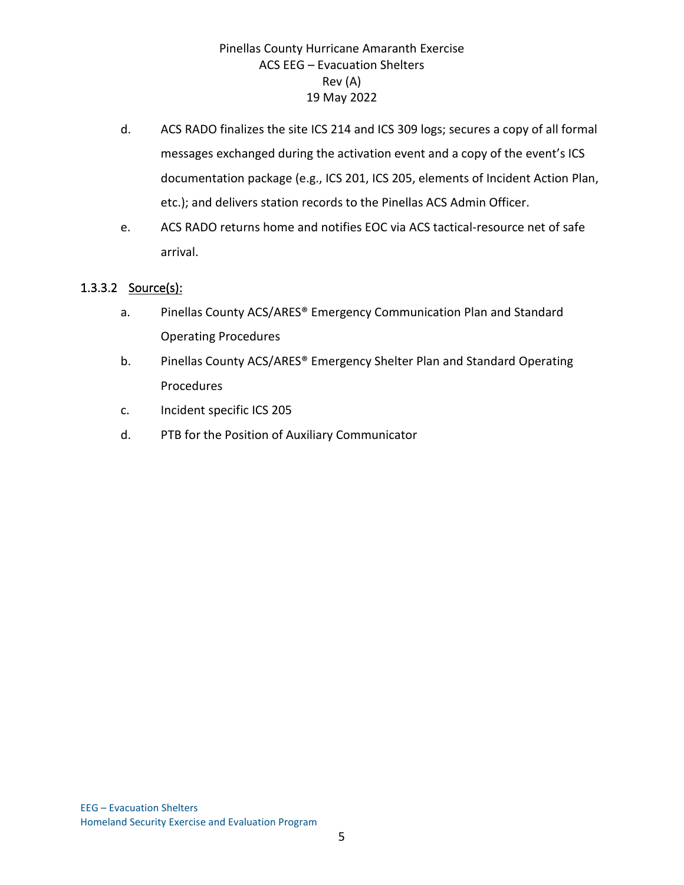d. ACS RADO finalizes the site ICS 214 and ICS 309 logs; secures a copy of all formal messages exchanged during the activation event and a copy of the event's ICS documentation package (e.g., ICS 201, ICS 205, elements of Incident Action Plan, etc.); and delivers station records to the Pinellas ACS Admin Officer.

e. ACS RADO returns home and notifies EOC via ACS tactical-resource net of safe arrival.

#### 1.3.3.2 Source(s):

a. Pinellas County ACS/ARES® Emergency Communication Plan and Standard Operating Procedures

b. Pinellas County ACS/ARES® Emergency Shelter Plan and Standard Operating Procedures

c. Incident specific ICS 205

d. PTB for the Position of Auxiliary Communicator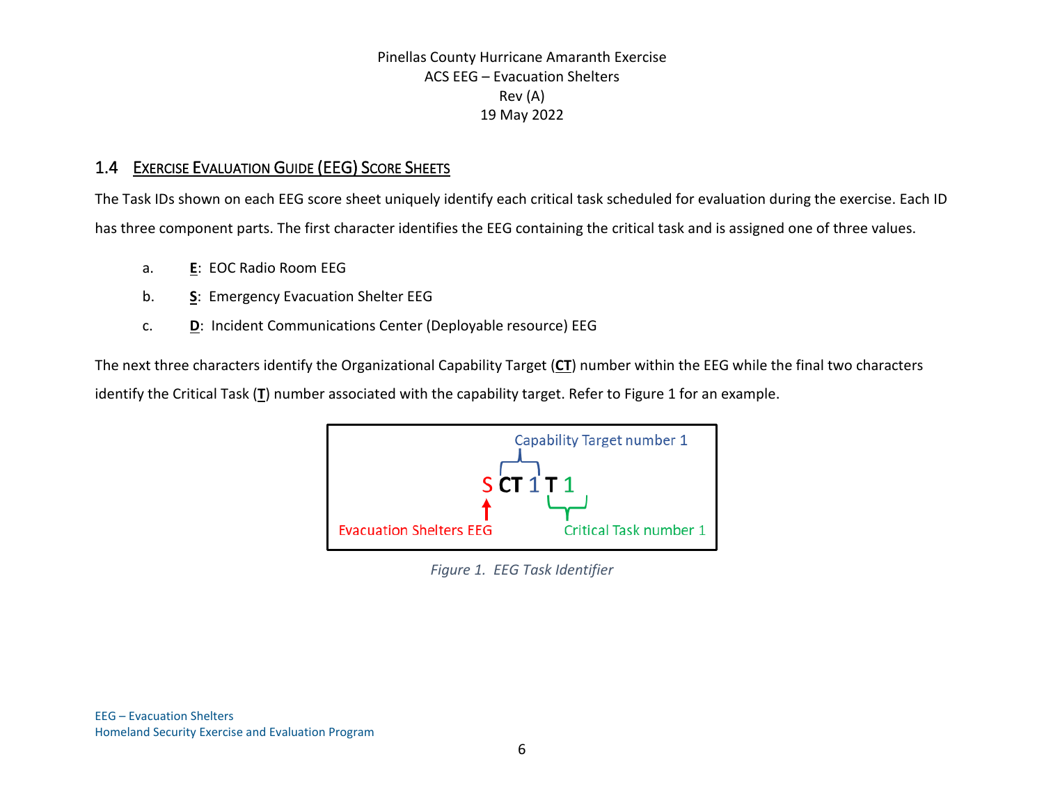## 1.4 EXERCISE EVALUATION GUIDE (EEG) SCORE SHEETS

The Task IDs shown on each EEG score sheet uniquely identify each critical task scheduled for evaluation during the exercise. Each ID has three component parts. The first character identifies the EEG containing the critical task and is assigned one of three values.

a. **E**: EOC Radio Room EEG

b. **S**: Emergency Evacuation Shelter EEG

c. **D**: Incident Communications Center (Deployable resource) EEG

The next three characters identify the Organizational Capability Target (**CT**) number within the EEG while the final two characters identify the Critical Task (**T**) number associated with the capability target. Refer to Figure 1 for an example.

Capability Target number 1

S **CT** 1 **T** 1

Evacuation Shelters EEG — Critical Task number 1

*Figure 1. EEG Task Identifier*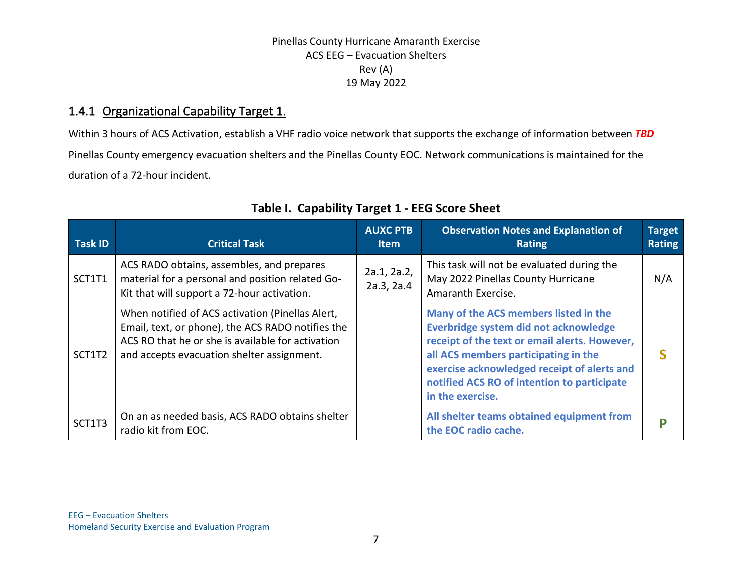### 1.4.1 Organizational Capability Target 1.

Within 3 hours of ACS Activation, establish a VHF radio voice network that supports the exchange of information between ***TBD*** Pinellas County emergency evacuation shelters and the Pinellas County EOC. Network communications is maintained for the duration of a 72-hour incident.

**Table I. Capability Target 1 - EEG Score Sheet**

| Task ID | Critical Task | AUXC PTB Item | Observation Notes and Explanation of Rating | Target Rating |
|---|---|---|---|---|
| SCT1T1 | ACS RADO obtains, assembles, and prepares material for a personal and position related Go-Kit that will support a 72-hour activation. | 2a.1, 2a.2, 2a.3, 2a.4 | This task will not be evaluated during the May 2022 Pinellas County Hurricane Amaranth Exercise. | N/A |
| SCT1T2 | When notified of ACS activation (Pinellas Alert, Email, text, or phone), the ACS RADO notifies the ACS RO that he or she is available for activation and accepts evacuation shelter assignment. | | **Many of the ACS members listed in the Everbridge system did not acknowledge receipt of the text or email alerts. However, all ACS members participating in the exercise acknowledged receipt of alerts and notified ACS RO of intention to participate in the exercise.** | **S** |
| SCT1T3 | On an as needed basis, ACS RADO obtains shelter radio kit from EOC. | | **All shelter teams obtained equipment from the EOC radio cache.** | **P** |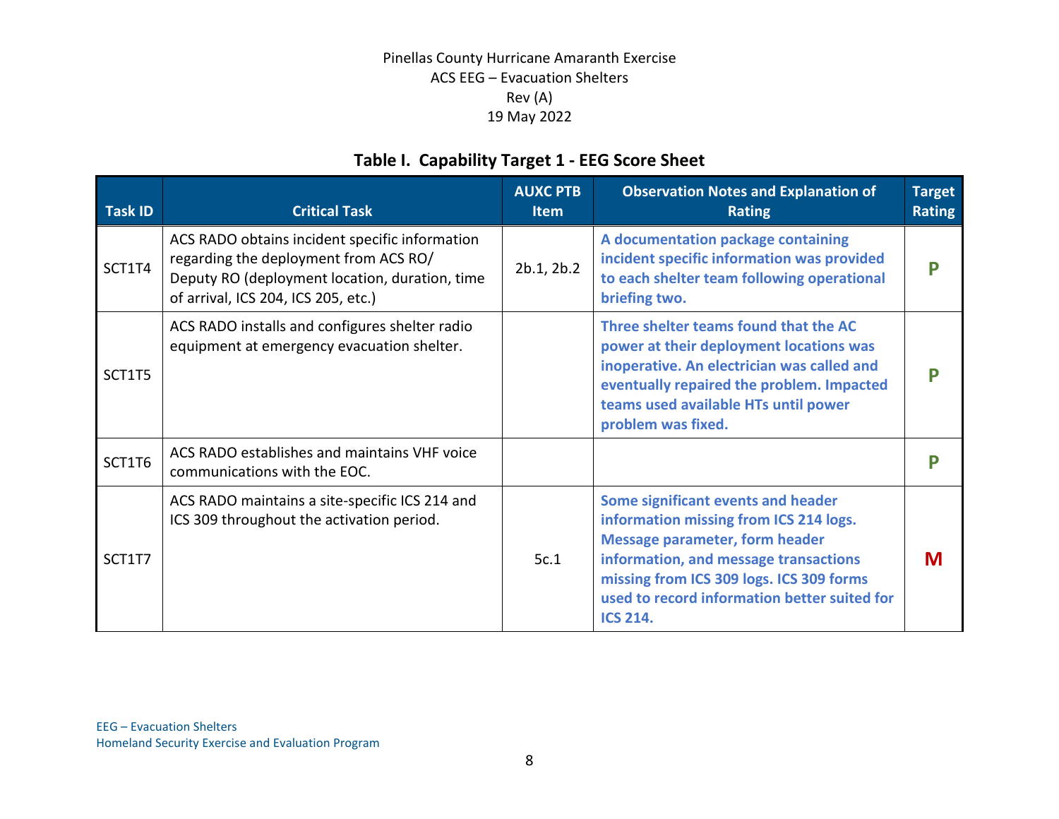## Table I. Capability Target 1 - EEG Score Sheet

| Task ID | Critical Task | AUXC PTB Item | Observation Notes and Explanation of Rating | Target Rating |
|---|---|---|---|---|
| SCT1T4 | ACS RADO obtains incident specific information regarding the deployment from ACS RO/ Deputy RO (deployment location, duration, time of arrival, ICS 204, ICS 205, etc.) | 2b.1, 2b.2 | **A documentation package containing incident specific information was provided to each shelter team following operational briefing two.** | **P** |
| SCT1T5 | ACS RADO installs and configures shelter radio equipment at emergency evacuation shelter. | | **Three shelter teams found that the AC power at their deployment locations was inoperative. An electrician was called and eventually repaired the problem. Impacted teams used available HTs until power problem was fixed.** | **P** |
| SCT1T6 | ACS RADO establishes and maintains VHF voice communications with the EOC. | | | **P** |
| SCT1T7 | ACS RADO maintains a site-specific ICS 214 and ICS 309 throughout the activation period. | 5c.1 | **Some significant events and header information missing from ICS 214 logs. Message parameter, form header information, and message transactions missing from ICS 309 logs. ICS 309 forms used to record information better suited for ICS 214.** | **M** |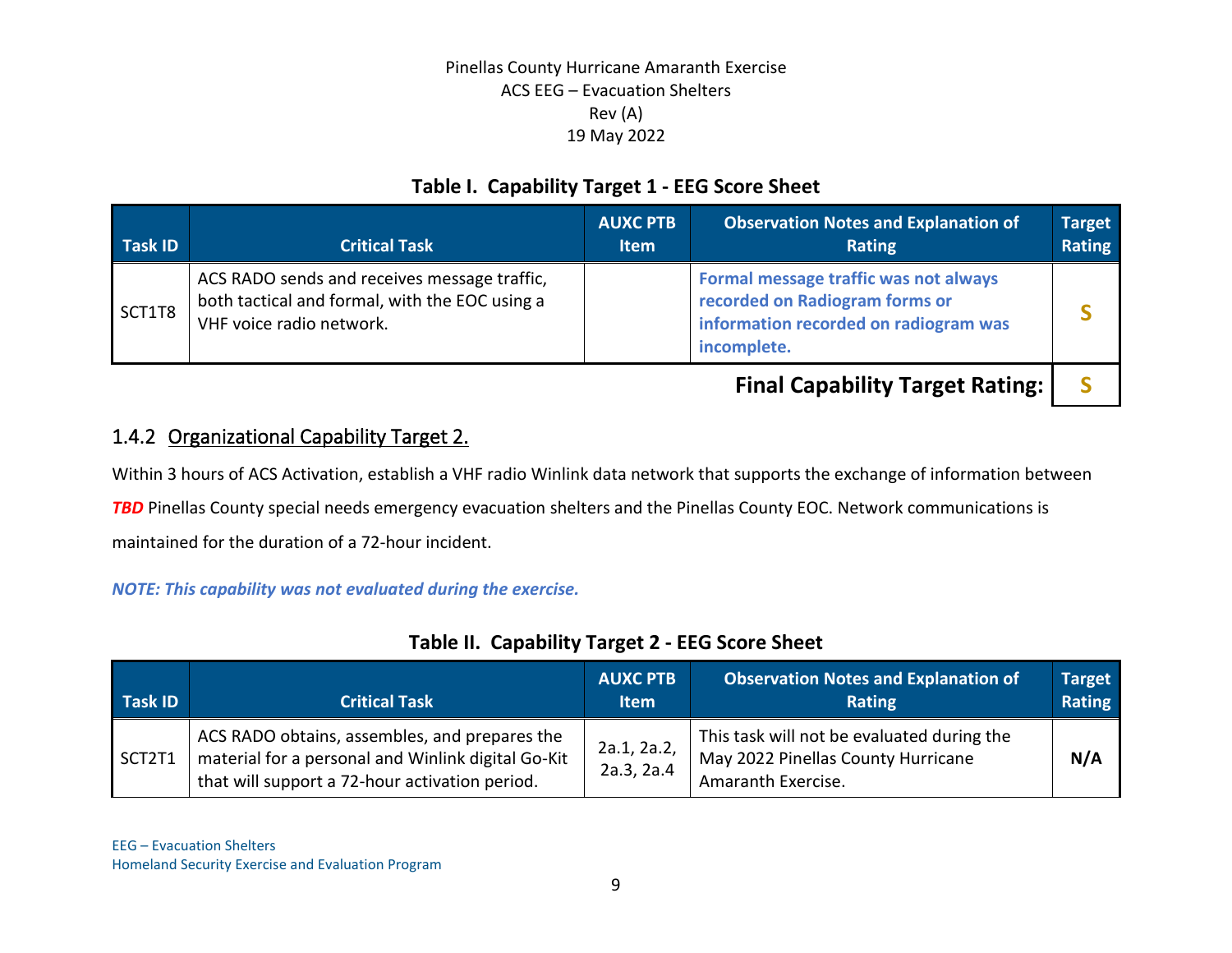**Table I. Capability Target 1 - EEG Score Sheet**

| Task ID | Critical Task | AUXC PTB Item | Observation Notes and Explanation of Rating | Target Rating |
|---|---|---|---|---|
| SCT1T8 | ACS RADO sends and receives message traffic, both tactical and formal, with the EOC using a VHF voice radio network. | | **Formal message traffic was not always recorded on Radiogram forms or information recorded on radiogram was incomplete.** | **S** |
| | | | **Final Capability Target Rating:** | **S** |

### 1.4.2 Organizational Capability Target 2.

Within 3 hours of ACS Activation, establish a VHF radio Winlink data network that supports the exchange of information between ***TBD*** Pinellas County special needs emergency evacuation shelters and the Pinellas County EOC. Network communications is maintained for the duration of a 72-hour incident.

***NOTE: This capability was not evaluated during the exercise.***

**Table II. Capability Target 2 - EEG Score Sheet**

| Task ID | Critical Task | AUXC PTB Item | Observation Notes and Explanation of Rating | Target Rating |
|---|---|---|---|---|
| SCT2T1 | ACS RADO obtains, assembles, and prepares the material for a personal and Winlink digital Go-Kit that will support a 72-hour activation period. | 2a.1, 2a.2, 2a.3, 2a.4 | This task will not be evaluated during the May 2022 Pinellas County Hurricane Amaranth Exercise. | **N/A** |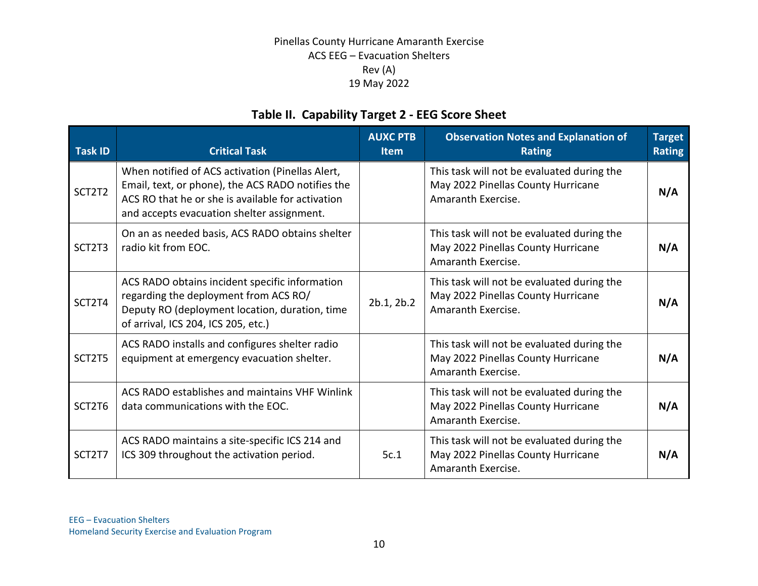### Table II. Capability Target 2 - EEG Score Sheet

| Task ID | Critical Task | AUXC PTB Item | Observation Notes and Explanation of Rating | Target Rating |
|---|---|---|---|---|
| SCT2T2 | When notified of ACS activation (Pinellas Alert, Email, text, or phone), the ACS RADO notifies the ACS RO that he or she is available for activation and accepts evacuation shelter assignment. | | This task will not be evaluated during the May 2022 Pinellas County Hurricane Amaranth Exercise. | **N/A** |
| SCT2T3 | On an as needed basis, ACS RADO obtains shelter radio kit from EOC. | | This task will not be evaluated during the May 2022 Pinellas County Hurricane Amaranth Exercise. | **N/A** |
| SCT2T4 | ACS RADO obtains incident specific information regarding the deployment from ACS RO/ Deputy RO (deployment location, duration, time of arrival, ICS 204, ICS 205, etc.) | 2b.1, 2b.2 | This task will not be evaluated during the May 2022 Pinellas County Hurricane Amaranth Exercise. | **N/A** |
| SCT2T5 | ACS RADO installs and configures shelter radio equipment at emergency evacuation shelter. | | This task will not be evaluated during the May 2022 Pinellas County Hurricane Amaranth Exercise. | **N/A** |
| SCT2T6 | ACS RADO establishes and maintains VHF Winlink data communications with the EOC. | | This task will not be evaluated during the May 2022 Pinellas County Hurricane Amaranth Exercise. | **N/A** |
| SCT2T7 | ACS RADO maintains a site-specific ICS 214 and ICS 309 throughout the activation period. | 5c.1 | This task will not be evaluated during the May 2022 Pinellas County Hurricane Amaranth Exercise. | **N/A** |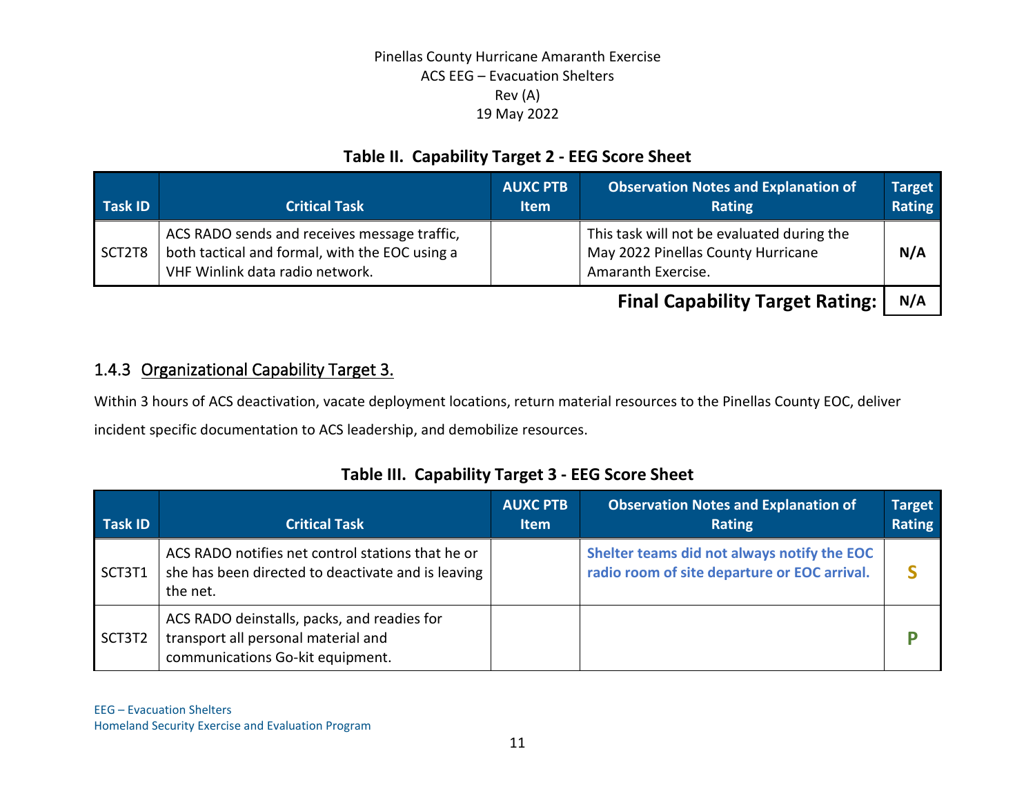**Table II. Capability Target 2 - EEG Score Sheet**

| Task ID | Critical Task | AUXC PTB Item | Observation Notes and Explanation of Rating | Target Rating |
|---|---|---|---|---|
| SCT2T8 | ACS RADO sends and receives message traffic, both tactical and formal, with the EOC using a VHF Winlink data radio network. | | This task will not be evaluated during the May 2022 Pinellas County Hurricane Amaranth Exercise. | **N/A** |
| | | | **Final Capability Target Rating:** | **N/A** |

### 1.4.3 Organizational Capability Target 3.

Within 3 hours of ACS deactivation, vacate deployment locations, return material resources to the Pinellas County EOC, deliver incident specific documentation to ACS leadership, and demobilize resources.

**Table III. Capability Target 3 - EEG Score Sheet**

| Task ID | Critical Task | AUXC PTB Item | Observation Notes and Explanation of Rating | Target Rating |
|---|---|---|---|---|
| SCT3T1 | ACS RADO notifies net control stations that he or she has been directed to deactivate and is leaving the net. | | **Shelter teams did not always notify the EOC radio room of site departure or EOC arrival.** | **S** |
| SCT3T2 | ACS RADO deinstalls, packs, and readies for transport all personal material and communications Go-kit equipment. | | | **P** |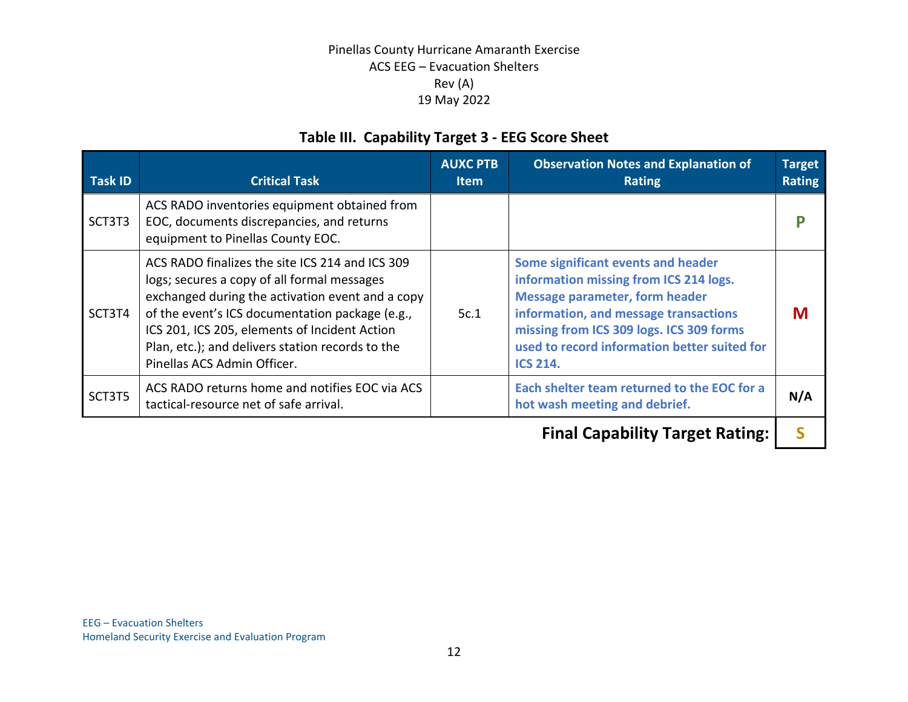### Table III. Capability Target 3 - EEG Score Sheet

| Task ID | Critical Task | AUXC PTB Item | Observation Notes and Explanation of Rating | Target Rating |
|---|---|---|---|---|
| SCT3T3 | ACS RADO inventories equipment obtained from EOC, documents discrepancies, and returns equipment to Pinellas County EOC. | | | **P** |
| SCT3T4 | ACS RADO finalizes the site ICS 214 and ICS 309 logs; secures a copy of all formal messages exchanged during the activation event and a copy of the event's ICS documentation package (e.g., ICS 201, ICS 205, elements of Incident Action Plan, etc.); and delivers station records to the Pinellas ACS Admin Officer. | 5c.1 | **Some significant events and header information missing from ICS 214 logs. Message parameter, form header information, and message transactions missing from ICS 309 logs. ICS 309 forms used to record information better suited for ICS 214.** | **M** |
| SCT3T5 | ACS RADO returns home and notifies EOC via ACS tactical-resource net of safe arrival. | | **Each shelter team returned to the EOC for a hot wash meeting and debrief.** | **N/A** |
| | | | **Final Capability Target Rating:** | **S** |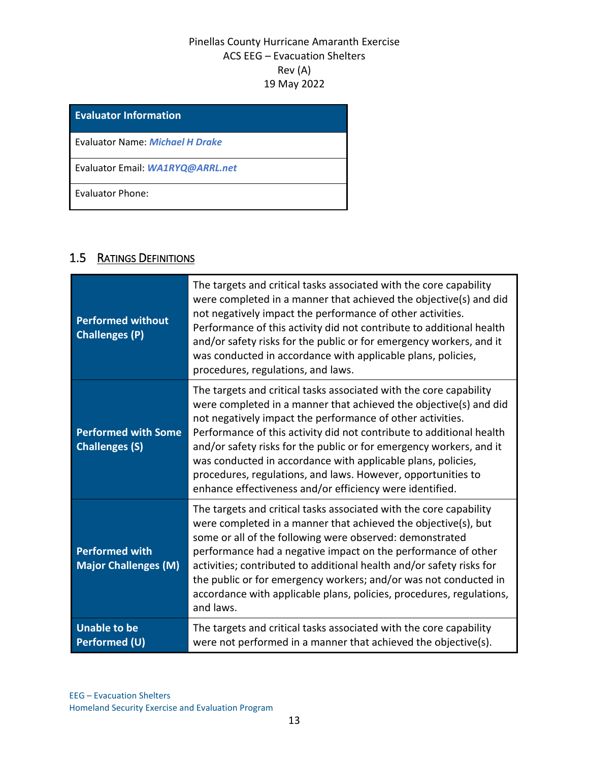Pinellas County Hurricane Amaranth Exercise
ACS EEG – Evacuation Shelters
Rev (A)
19 May 2022

| Evaluator Information |
| --- |
| Evaluator Name: ***Michael H Drake*** |
| Evaluator Email: ***WA1RYQ@ARRL.net*** |
| Evaluator Phone: |

## 1.5 Ratings Definitions

| | |
| --- | --- |
| **Performed without Challenges (P)** | The targets and critical tasks associated with the core capability were completed in a manner that achieved the objective(s) and did not negatively impact the performance of other activities. Performance of this activity did not contribute to additional health and/or safety risks for the public or for emergency workers, and it was conducted in accordance with applicable plans, policies, procedures, regulations, and laws. |
| **Performed with Some Challenges (S)** | The targets and critical tasks associated with the core capability were completed in a manner that achieved the objective(s) and did not negatively impact the performance of other activities. Performance of this activity did not contribute to additional health and/or safety risks for the public or for emergency workers, and it was conducted in accordance with applicable plans, policies, procedures, regulations, and laws. However, opportunities to enhance effectiveness and/or efficiency were identified. |
| **Performed with Major Challenges (M)** | The targets and critical tasks associated with the core capability were completed in a manner that achieved the objective(s), but some or all of the following were observed: demonstrated performance had a negative impact on the performance of other activities; contributed to additional health and/or safety risks for the public or for emergency workers; and/or was not conducted in accordance with applicable plans, policies, procedures, regulations, and laws. |
| **Unable to be Performed (U)** | The targets and critical tasks associated with the core capability were not performed in a manner that achieved the objective(s). |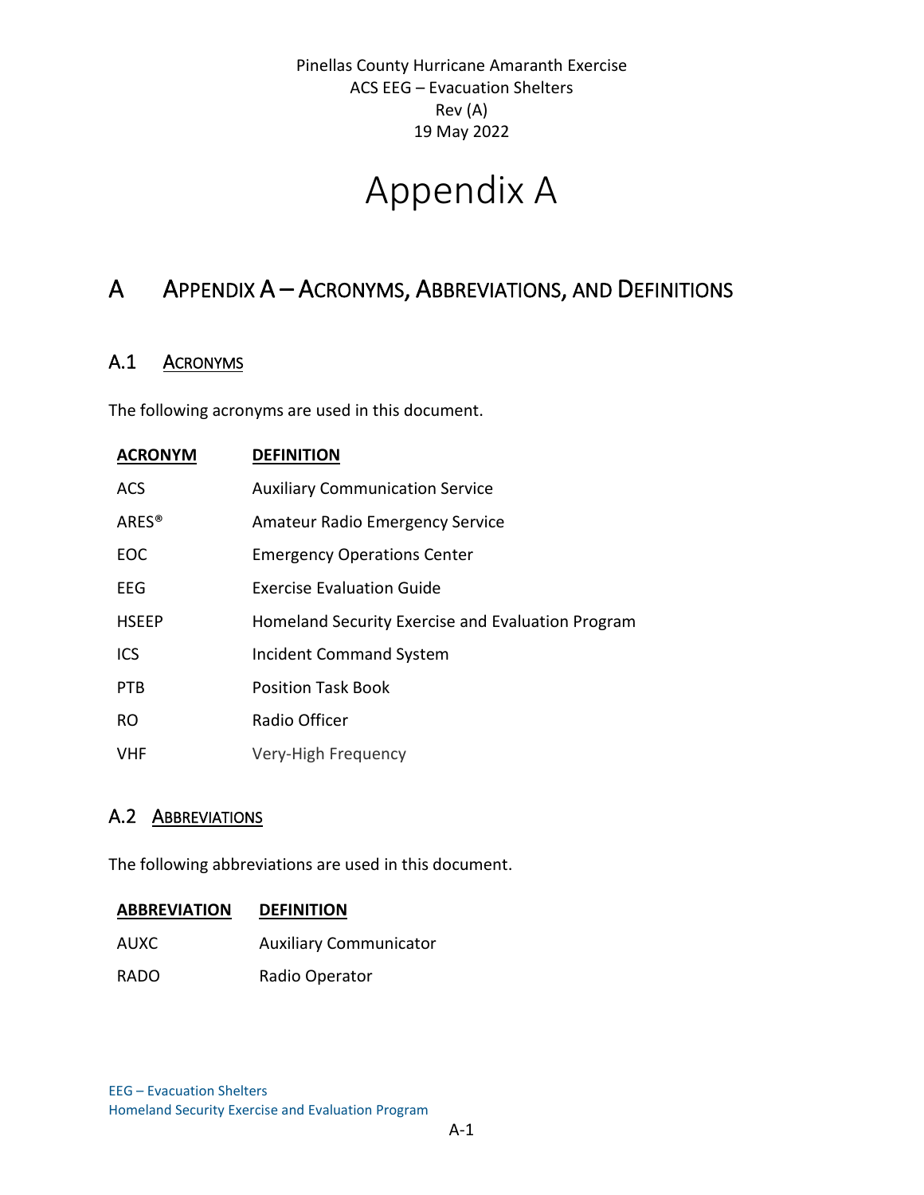# Appendix A

## A Appendix A – Acronyms, Abbreviations, and Definitions

### A.1 Acronyms

The following acronyms are used in this document.

| ACRONYM | DEFINITION |
| --- | --- |
| ACS | Auxiliary Communication Service |
| ARES® | Amateur Radio Emergency Service |
| EOC | Emergency Operations Center |
| EEG | Exercise Evaluation Guide |
| HSEEP | Homeland Security Exercise and Evaluation Program |
| ICS | Incident Command System |
| PTB | Position Task Book |
| RO | Radio Officer |
| VHF | Very-High Frequency |

### A.2 Abbreviations

The following abbreviations are used in this document.

| ABBREVIATION | DEFINITION |
| --- | --- |
| AUXC | Auxiliary Communicator |
| RADO | Radio Operator |